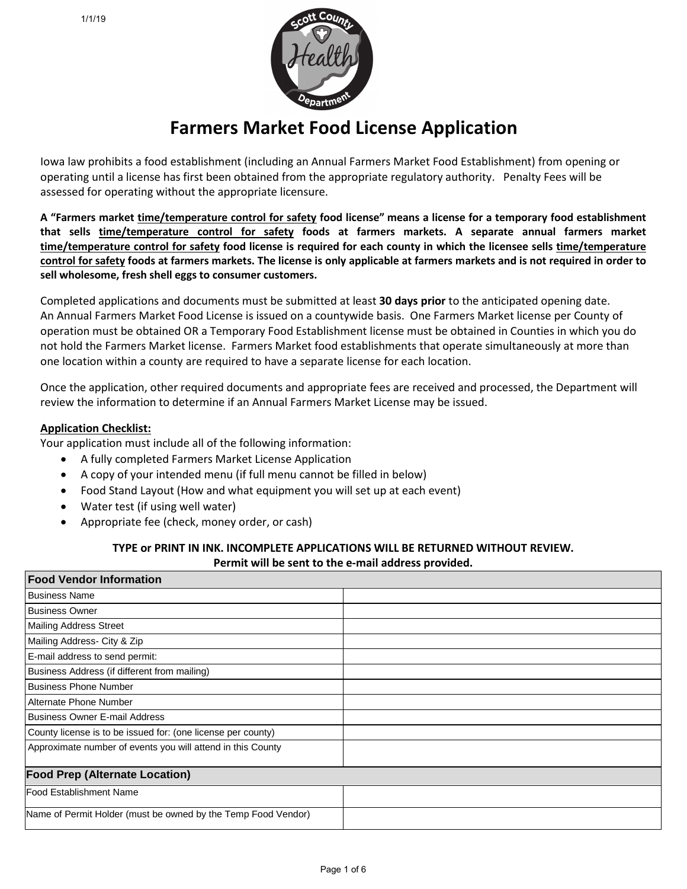1/1/19

# Farmers Market Food License Application

Iowa law prohibits a food establishment (including an Annual Farmers Market Food Establishment) from opening or operating until a license has first been obtained from the appropriate regulatory authority. Penalty Fees will be assessed for operating without the appropriate licensure.

**A "Farmers market time/temperature control for safety food license" means a license for a temporary food establishment that sells time/temperature control for safety foods at farmers markets. A separate annual farmers market time/temperature control for safety food license is required for each county in which the licensee sells time/temperature control for safety foods at farmers markets. The license is only applicable at farmers markets and is not required in order to sell wholesome, fresh shell eggs to consumer customers.**

Completed applications and documents must be submitted at least **30 days prior** to the anticipated opening date. An Annual Farmers Market Food License is issued on a countywide basis. One Farmers Market license per County of operation must be obtained OR a Temporary Food Establishment license must be obtained in Counties in which you do not hold the Farmers Market license. Farmers Market food establishments that operate simultaneously at more than one location within a county are required to have a separate license for each location.

Once the application, other required documents and appropriate fees are received and processed, the Department will review the information to determine if an Annual Farmers Market License may be issued.

**Application Checklist:**

Your application must include all of the following information:

- A fully completed Farmers Market License Application
- A copy of your intended menu (if full menu cannot be filled in below)
- Food Stand Layout (How and what equipment you will set up at each event)
- Water test (if using well water)
- Appropriate fee (check, money order, or cash)

**TYPE or PRINT IN INK. INCOMPLETE APPLICATIONS WILL BE RETURNED WITHOUT REVIEW.**
**Permit will be sent to the e-mail address provided.**

| **Food Vendor Information** | |
|---|---|
| Business Name | |
| Business Owner | |
| Mailing Address Street | |
| Mailing Address- City & Zip | |
| E-mail address to send permit: | |
| Business Address (if different from mailing) | |
| Business Phone Number | |
| Alternate Phone Number | |
| Business Owner E-mail Address | |
| County license is to be issued for: (one license per county) | |
| Approximate number of events you will attend in this County | |

| **Food Prep (Alternate Location)** | |
|---|---|
| Food Establishment Name | |
| Name of Permit Holder (must be owned by the Temp Food Vendor) | |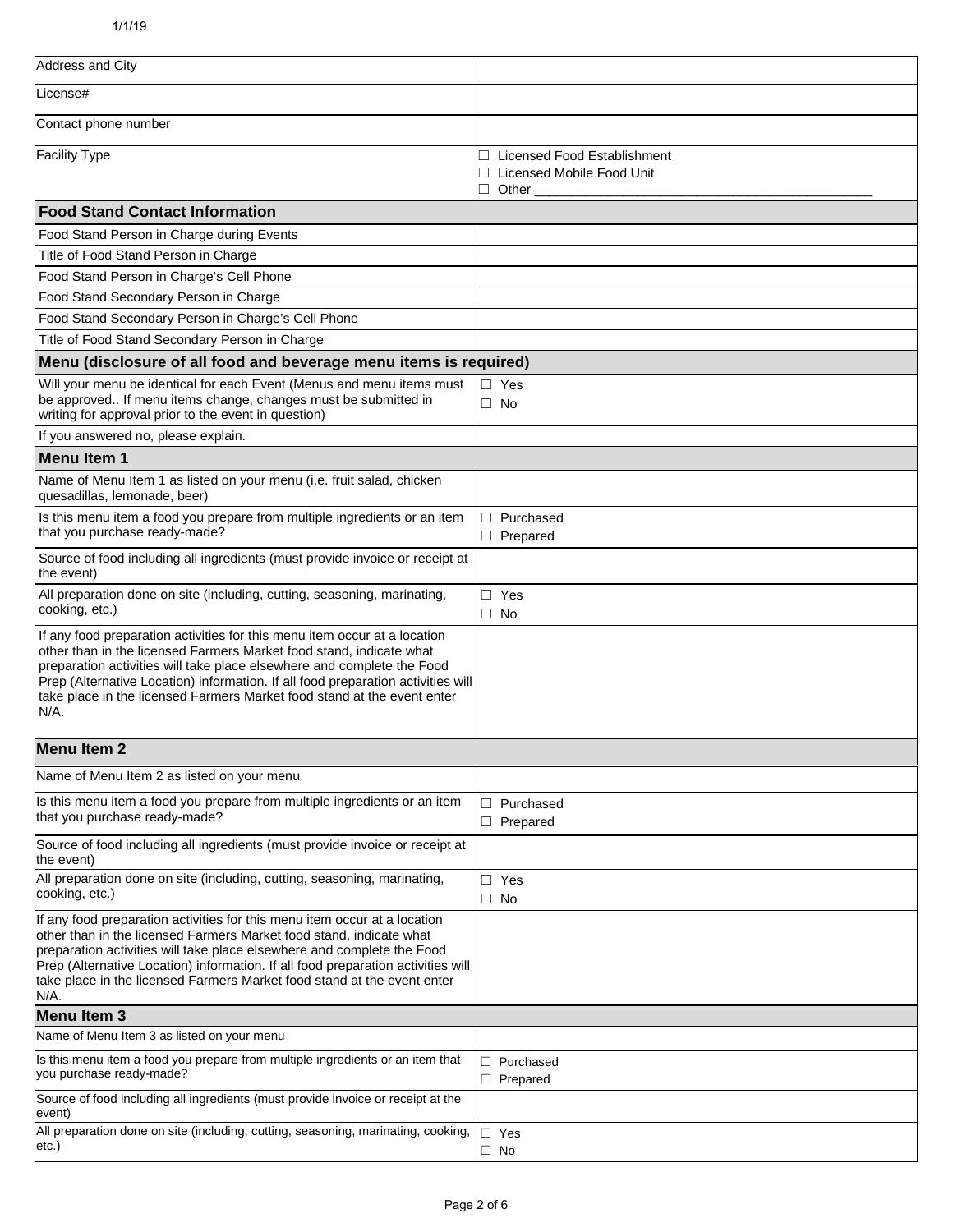1/1/19

| | |
|---|---|
| Address and City | |
| License# | |
| Contact phone number | |
| Facility Type | ☐ Licensed Food Establishment<br>☐ Licensed Mobile Food Unit<br>☐ Other ___________________________ |
| **Food Stand Contact Information** | |
| Food Stand Person in Charge during Events | |
| Title of Food Stand Person in Charge | |
| Food Stand Person in Charge's Cell Phone | |
| Food Stand Secondary Person in Charge | |
| Food Stand Secondary Person in Charge's Cell Phone | |
| Title of Food Stand Secondary Person in Charge | |
| **Menu (disclosure of all food and beverage menu items is required)** | |
| Will your menu be identical for each Event (Menus and menu items must be approved.. If menu items change, changes must be submitted in writing for approval prior to the event in question) | ☐ Yes<br>☐ No |
| If you answered no, please explain. | |
| **Menu Item 1** | |
| Name of Menu Item 1 as listed on your menu (i.e. fruit salad, chicken quesadillas, lemonade, beer) | |
| Is this menu item a food you prepare from multiple ingredients or an item that you purchase ready-made? | ☐ Purchased<br>☐ Prepared |
| Source of food including all ingredients (must provide invoice or receipt at the event) | |
| All preparation done on site (including, cutting, seasoning, marinating, cooking, etc.) | ☐ Yes<br>☐ No |
| If any food preparation activities for this menu item occur at a location other than in the licensed Farmers Market food stand, indicate what preparation activities will take place elsewhere and complete the Food Prep (Alternative Location) information. If all food preparation activities will take place in the licensed Farmers Market food stand at the event enter N/A. | |
| **Menu Item 2** | |
| Name of Menu Item 2 as listed on your menu | |
| Is this menu item a food you prepare from multiple ingredients or an item that you purchase ready-made? | ☐ Purchased<br>☐ Prepared |
| Source of food including all ingredients (must provide invoice or receipt at the event) | |
| All preparation done on site (including, cutting, seasoning, marinating, cooking, etc.) | ☐ Yes<br>☐ No |
| If any food preparation activities for this menu item occur at a location other than in the licensed Farmers Market food stand, indicate what preparation activities will take place elsewhere and complete the Food Prep (Alternative Location) information. If all food preparation activities will take place in the licensed Farmers Market food stand at the event enter N/A. | |
| **Menu Item 3** | |
| Name of Menu Item 3 as listed on your menu | |
| Is this menu item a food you prepare from multiple ingredients or an item that you purchase ready-made? | ☐ Purchased<br>☐ Prepared |
| Source of food including all ingredients (must provide invoice or receipt at the event) | |
| All preparation done on site (including, cutting, seasoning, marinating, cooking, etc.) | ☐ Yes<br>☐ No |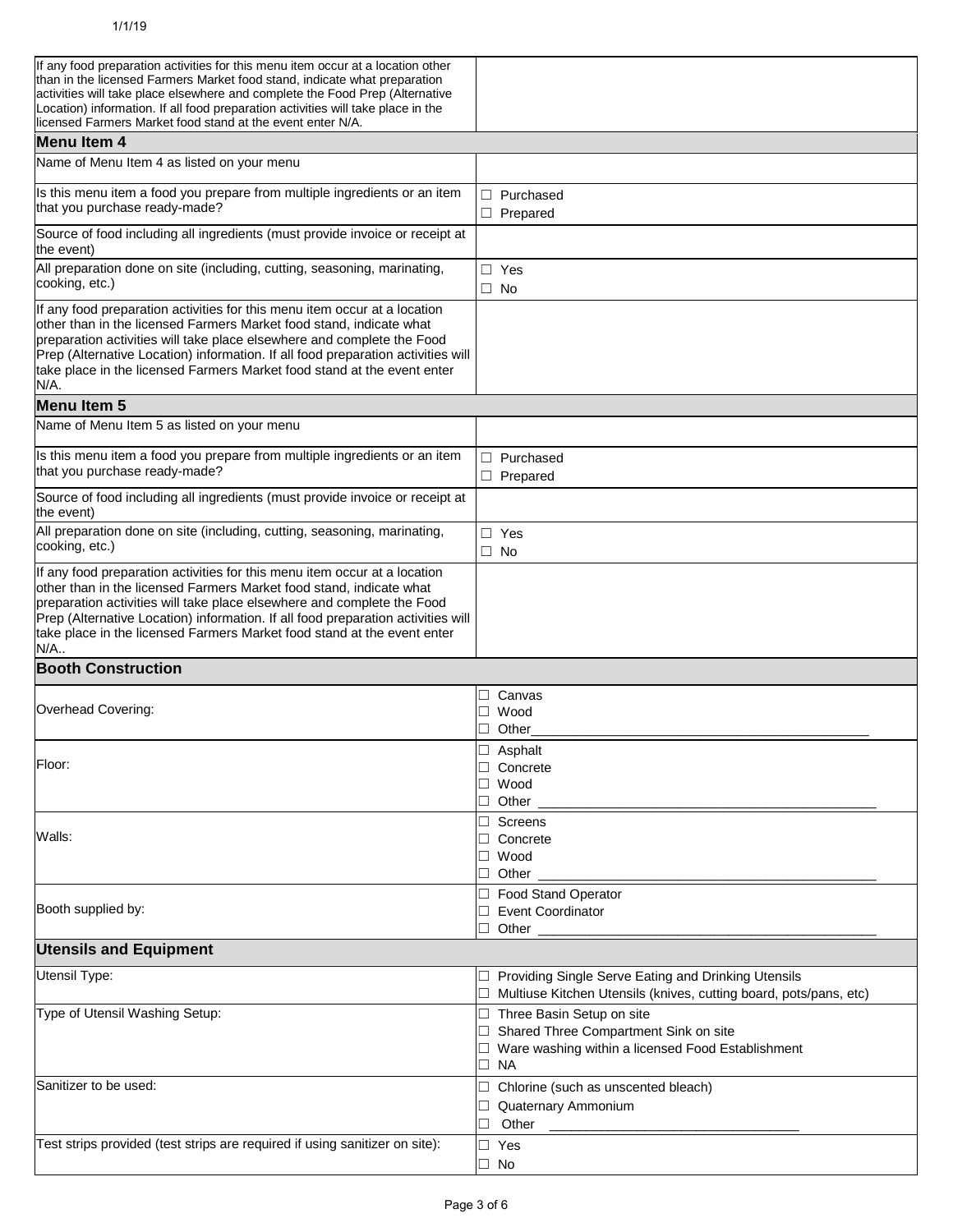| | |
|---|---|
| If any food preparation activities for this menu item occur at a location other than in the licensed Farmers Market food stand, indicate what preparation activities will take place elsewhere and complete the Food Prep (Alternative Location) information. If all food preparation activities will take place in the licensed Farmers Market food stand at the event enter N/A. | |
| **Menu Item 4** | |
| Name of Menu Item 4 as listed on your menu | |
| Is this menu item a food you prepare from multiple ingredients or an item that you purchase ready-made? | ☐ Purchased<br>☐ Prepared |
| Source of food including all ingredients (must provide invoice or receipt at the event) | |
| All preparation done on site (including, cutting, seasoning, marinating, cooking, etc.) | ☐ Yes<br>☐ No |
| If any food preparation activities for this menu item occur at a location other than in the licensed Farmers Market food stand, indicate what preparation activities will take place elsewhere and complete the Food Prep (Alternative Location) information. If all food preparation activities will take place in the licensed Farmers Market food stand at the event enter N/A. | |
| **Menu Item 5** | |
| Name of Menu Item 5 as listed on your menu | |
| Is this menu item a food you prepare from multiple ingredients or an item that you purchase ready-made? | ☐ Purchased<br>☐ Prepared |
| Source of food including all ingredients (must provide invoice or receipt at the event) | |
| All preparation done on site (including, cutting, seasoning, marinating, cooking, etc.) | ☐ Yes<br>☐ No |
| If any food preparation activities for this menu item occur at a location other than in the licensed Farmers Market food stand, indicate what preparation activities will take place elsewhere and complete the Food Prep (Alternative Location) information. If all food preparation activities will take place in the licensed Farmers Market food stand at the event enter N/A.. | |
| **Booth Construction** | |
| Overhead Covering: | ☐ Canvas<br>☐ Wood<br>☐ Other_______________ |
| Floor: | ☐ Asphalt<br>☐ Concrete<br>☐ Wood<br>☐ Other _______________ |
| Walls: | ☐ Screens<br>☐ Concrete<br>☐ Wood<br>☐ Other _______________ |
| Booth supplied by: | ☐ Food Stand Operator<br>☐ Event Coordinator<br>☐ Other _______________ |
| **Utensils and Equipment** | |
| Utensil Type: | ☐ Providing Single Serve Eating and Drinking Utensils<br>☐ Multiuse Kitchen Utensils (knives, cutting board, pots/pans, etc) |
| Type of Utensil Washing Setup: | ☐ Three Basin Setup on site<br>☐ Shared Three Compartment Sink on site<br>☐ Ware washing within a licensed Food Establishment<br>☐ NA |
| Sanitizer to be used: | ☐ Chlorine (such as unscented bleach)<br>☐ Quaternary Ammonium<br>☐ Other _______________ |
| Test strips provided (test strips are required if using sanitizer on site): | ☐ Yes<br>☐ No |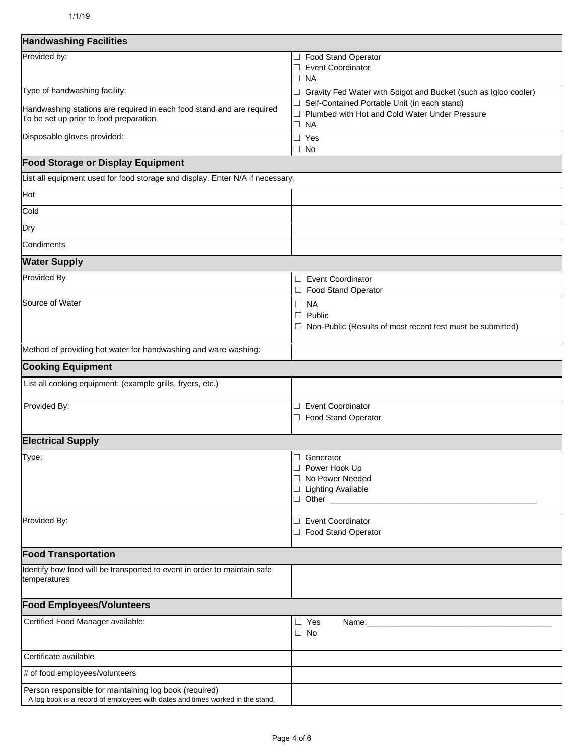## Handwashing Facilities

| | |
|---|---|
| Provided by: | ☐ Food Stand Operator<br>☐ Event Coordinator<br>☐ NA |
| Type of handwashing facility:<br><br>Handwashing stations are required in each food stand and are required To be set up prior to food preparation. | ☐ Gravity Fed Water with Spigot and Bucket (such as Igloo cooler)<br>☐ Self-Contained Portable Unit (in each stand)<br>☐ Plumbed with Hot and Cold Water Under Pressure<br>☐ NA |
| Disposable gloves provided: | ☐ Yes<br>☐ No |

## Food Storage or Display Equipment

List all equipment used for food storage and display. Enter N/A if necessary.

| | |
|---|---|
| Hot | |
| Cold | |
| Dry | |
| Condiments | |

## Water Supply

| | |
|---|---|
| Provided By | ☐ Event Coordinator<br>☐ Food Stand Operator |
| Source of Water | ☐ NA<br>☐ Public<br>☐ Non-Public (Results of most recent test must be submitted) |
| Method of providing hot water for handwashing and ware washing: | |

## Cooking Equipment

| | |
|---|---|
| List all cooking equipment: (example grills, fryers, etc.) | |
| Provided By: | ☐ Event Coordinator<br>☐ Food Stand Operator |

## Electrical Supply

| | |
|---|---|
| Type: | ☐ Generator<br>☐ Power Hook Up<br>☐ No Power Needed<br>☐ Lighting Available<br>☐ Other ______________________________________________ |
| Provided By: | ☐ Event Coordinator<br>☐ Food Stand Operator |

## Food Transportation

| | |
|---|---|
| Identify how food will be transported to event in order to maintain safe temperatures | |

## Food Employees/Volunteers

| | |
|---|---|
| Certified Food Manager available: | ☐ Yes Name:_________________________________________<br>☐ No |
| Certificate available | |
| # of food employees/volunteers | |
| Person responsible for maintaining log book (required)<br>A log book is a record of employees with dates and times worked in the stand. | |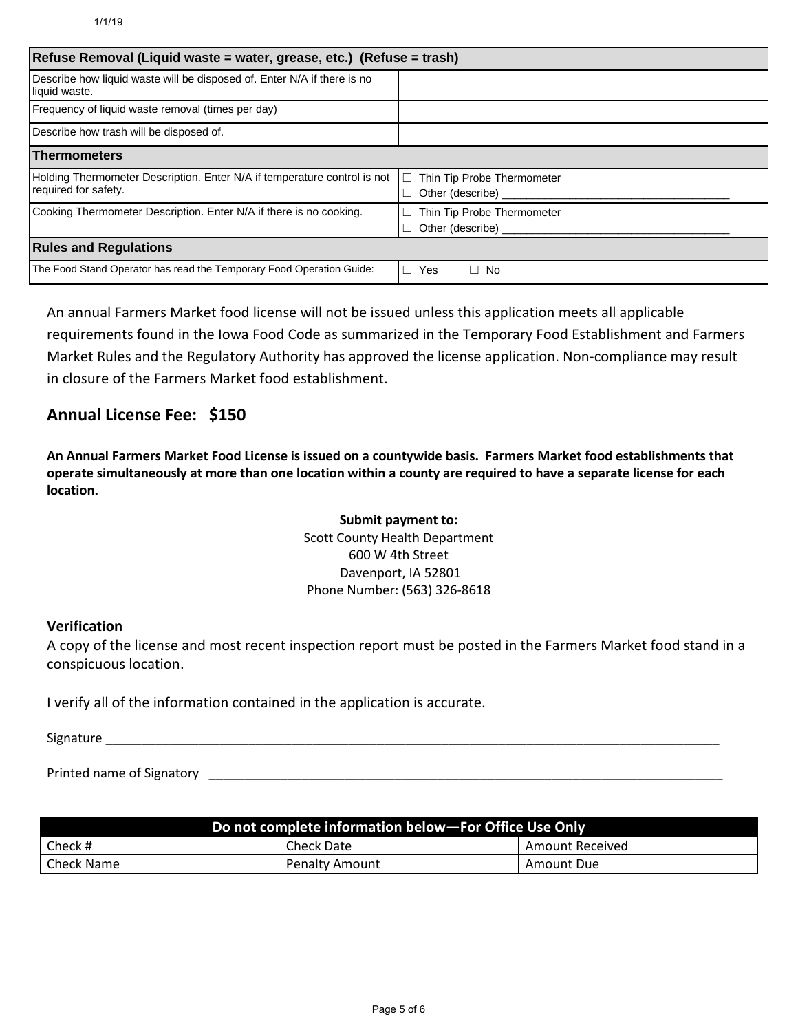1/1/19

| Refuse Removal (Liquid waste = water, grease, etc.) (Refuse = trash) | |
|---|---|
| Describe how liquid waste will be disposed of. Enter N/A if there is no liquid waste. | |
| Frequency of liquid waste removal (times per day) | |
| Describe how trash will be disposed of. | |
| **Thermometers** | |
| Holding Thermometer Description. Enter N/A if temperature control is not required for safety. | ☐ Thin Tip Probe Thermometer<br>☐ Other (describe) ___________________________________ |
| Cooking Thermometer Description. Enter N/A if there is no cooking. | ☐ Thin Tip Probe Thermometer<br>☐ Other (describe) ___________________________________ |
| **Rules and Regulations** | |
| The Food Stand Operator has read the Temporary Food Operation Guide: | ☐ Yes ☐ No |

An annual Farmers Market food license will not be issued unless this application meets all applicable requirements found in the Iowa Food Code as summarized in the Temporary Food Establishment and Farmers Market Rules and the Regulatory Authority has approved the license application. Non-compliance may result in closure of the Farmers Market food establishment.

## Annual License Fee: $150

**An Annual Farmers Market Food License is issued on a countywide basis. Farmers Market food establishments that operate simultaneously at more than one location within a county are required to have a separate license for each location.**

**Submit payment to:**
Scott County Health Department
600 W 4th Street
Davenport, IA 52801
Phone Number: (563) 326-8618

### Verification

A copy of the license and most recent inspection report must be posted in the Farmers Market food stand in a conspicuous location.

I verify all of the information contained in the application is accurate.

Signature ___________________________________________________________________________

Printed name of Signatory ______________________________________________________________

| Do not complete information below—For Office Use Only | | |
|---|---|---|
| Check # | Check Date | Amount Received |
| Check Name | Penalty Amount | Amount Due |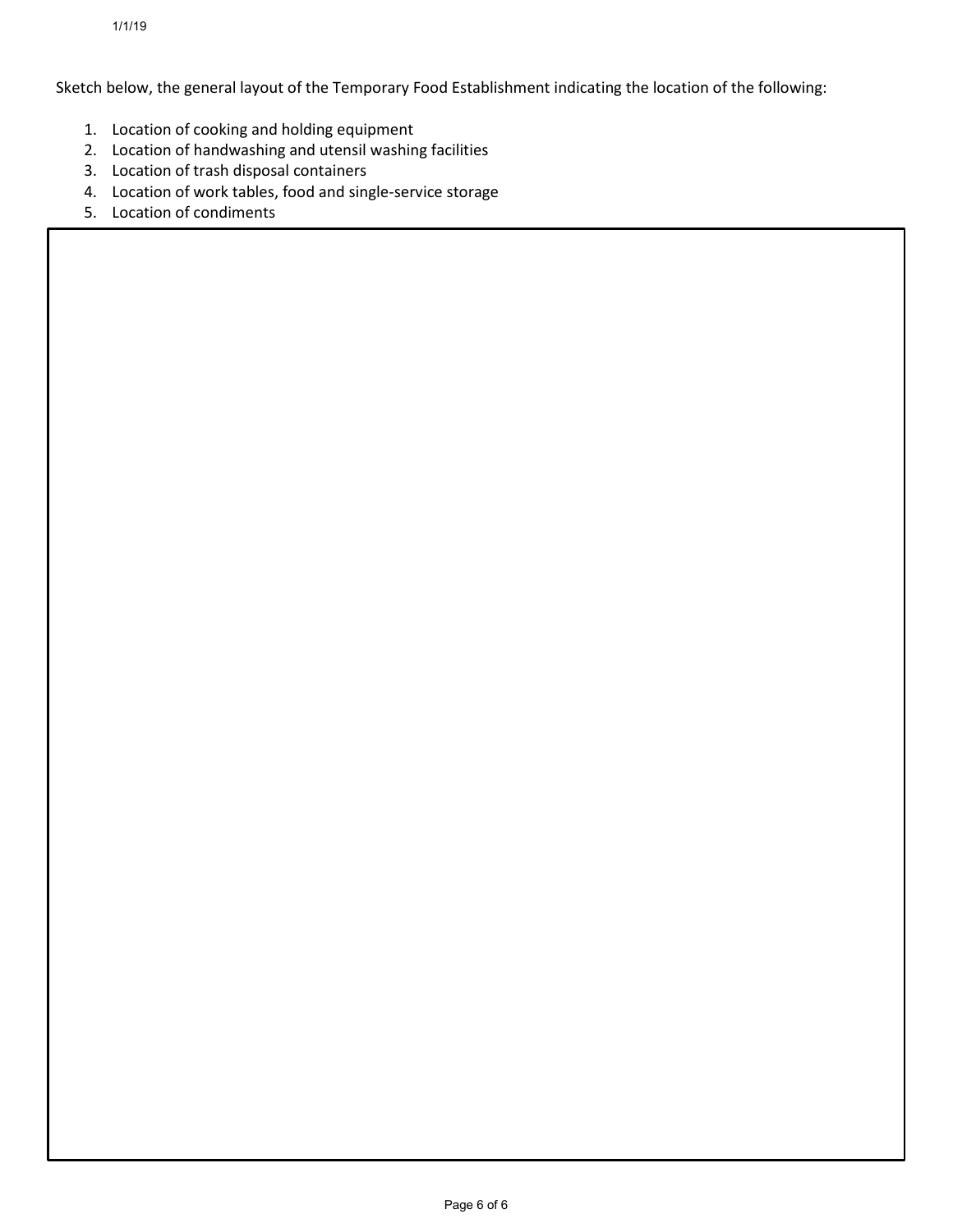Sketch below, the general layout of the Temporary Food Establishment indicating the location of the following:

1. Location of cooking and holding equipment
2. Location of handwashing and utensil washing facilities
3. Location of trash disposal containers
4. Location of work tables, food and single-service storage
5. Location of condiments